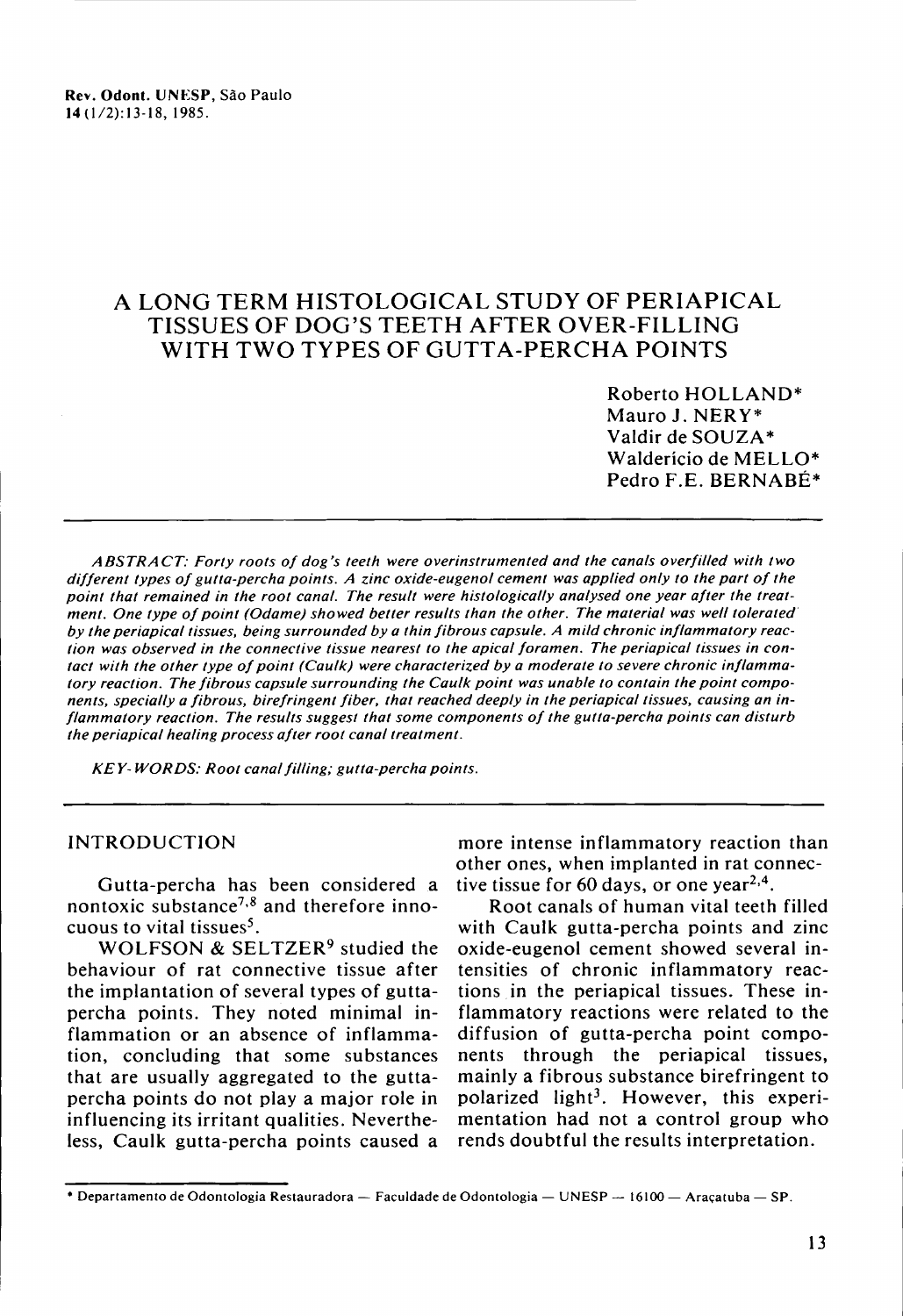# A LONG TERM HISTOLOGICAL STUDY OF PERIAPICAL TISSUES OF DOG'S TEETH AFTER OVER-FILLING WITH TWO TYPES OF GUTTA-PERCHA POINTS

Roberto HOLLAND*
Mauro J. NERY*
Valdir de SOUZA*
Waldericio de MELLO*
Pedro F.E. BERNABÉ*

*ABSTRACT: Forty roots of dog's teeth were overinstrumented and the canals overfilled with two different types of gutta-percha points. A zinc oxide-eugenol cement was applied only to the part of the point that remained in the root canal. The result were histologically analysed one year after the treatment. One type of point (Odame) showed better results than the other. The material was well tolerated by the periapical tissues, being surrounded by a thin fibrous capsule. A mild chronic inflammatory reaction was observed in the connective tissue nearest to the apical foramen. The periapical tissues in contact with the other type of point (Caulk) were characterized by a moderate to severe chronic inflammatory reaction. The fibrous capsule surrounding the Caulk point was unable to contain the point components, specially a fibrous, birefringent fiber, that reached deeply in the periapical tissues, causing an inflammatory reaction. The results suggest that some components of the gutta-percha points can disturb the periapical healing process after root canal treatment.*

*KEY-WORDS: Root canal filling; gutta-percha points.*

## INTRODUCTION

Gutta-percha has been considered a nontoxic substance[7,8] and therefore innocuous to vital tissues[5].

WOLFSON & SELTZER[9] studied the behaviour of rat connective tissue after the implantation of several types of gutta-percha points. They noted minimal inflammation or an absence of inflammation, concluding that some substances that are usually aggregated to the gutta-percha points do not play a major role in influencing its irritant qualities. Nevertheless, Caulk gutta-percha points caused a more intense inflammatory reaction than other ones, when implanted in rat connective tissue for 60 days, or one year[2,4].

Root canals of human vital teeth filled with Caulk gutta-percha points and zinc oxide-eugenol cement showed several intensities of chronic inflammatory reactions in the periapical tissues. These inflammatory reactions were related to the diffusion of gutta-percha point components through the periapical tissues, mainly a fibrous substance birefringent to polarized light[3]. However, this experimentation had not a control group who rends doubtful the results interpretation.

---

* Departamento de Odontologia Restauradora — Faculdade de Odontologia — UNESP — 16100 — Araçatuba — SP.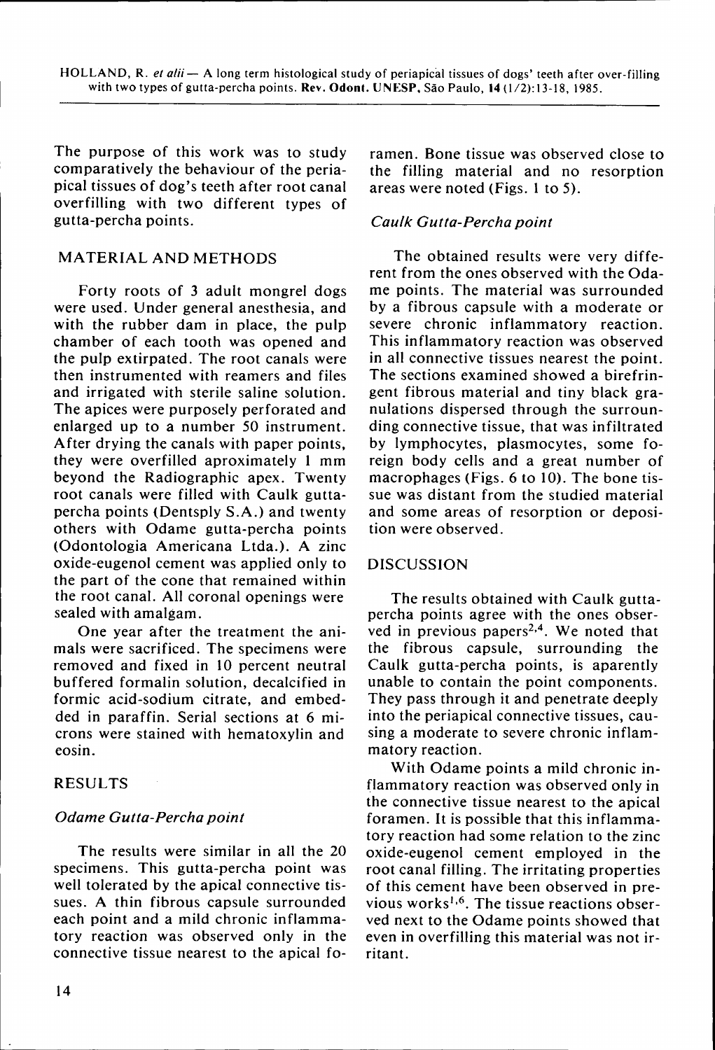The purpose of this work was to study comparatively the behaviour of the periapical tissues of dog's teeth after root canal overfilling with two different types of gutta-percha points.

## MATERIAL AND METHODS

Forty roots of 3 adult mongrel dogs were used. Under general anesthesia, and with the rubber dam in place, the pulp chamber of each tooth was opened and the pulp extirpated. The root canals were then instrumented with reamers and files and irrigated with sterile saline solution. The apices were purposely perforated and enlarged up to a number 50 instrument. After drying the canals with paper points, they were overfilled aproximately 1 mm beyond the Radiographic apex. Twenty root canals were filled with Caulk gutta-percha points (Dentsply S.A.) and twenty others with Odame gutta-percha points (Odontologia Americana Ltda.). A zinc oxide-eugenol cement was applied only to the part of the cone that remained within the root canal. All coronal openings were sealed with amalgam.

One year after the treatment the animals were sacrificed. The specimens were removed and fixed in 10 percent neutral buffered formalin solution, decalcified in formic acid-sodium citrate, and embedded in paraffin. Serial sections at 6 microns were stained with hematoxylin and eosin.

## RESULTS

### *Odame Gutta-Percha point*

The results were similar in all the 20 specimens. This gutta-percha point was well tolerated by the apical connective tissues. A thin fibrous capsule surrounded each point and a mild chronic inflammatory reaction was observed only in the connective tissue nearest to the apical foramen. Bone tissue was observed close to the filling material and no resorption areas were noted (Figs. 1 to 5).

### *Caulk Gutta-Percha point*

The obtained results were very different from the ones observed with the Odame points. The material was surrounded by a fibrous capsule with a moderate or severe chronic inflammatory reaction. This inflammatory reaction was observed in all connective tissues nearest the point. The sections examined showed a birefringent fibrous material and tiny black granulations dispersed through the surrounding connective tissue, that was infiltrated by lymphocytes, plasmocytes, some foreign body cells and a great number of macrophages (Figs. 6 to 10). The bone tissue was distant from the studied material and some areas of resorption or deposition were observed.

## DISCUSSION

The results obtained with Caulk gutta-percha points agree with the ones observed in previous papers[2,4]. We noted that the fibrous capsule, surrounding the Caulk gutta-percha points, is aparently unable to contain the point components. They pass through it and penetrate deeply into the periapical connective tissues, causing a moderate to severe chronic inflammatory reaction.

With Odame points a mild chronic inflammatory reaction was observed only in the connective tissue nearest to the apical foramen. It is possible that this inflammatory reaction had some relation to the zinc oxide-eugenol cement employed in the root canal filling. The irritating properties of this cement have been observed in previous works[1,6]. The tissue reactions observed next to the Odame points showed that even in overfilling this material was not irritant.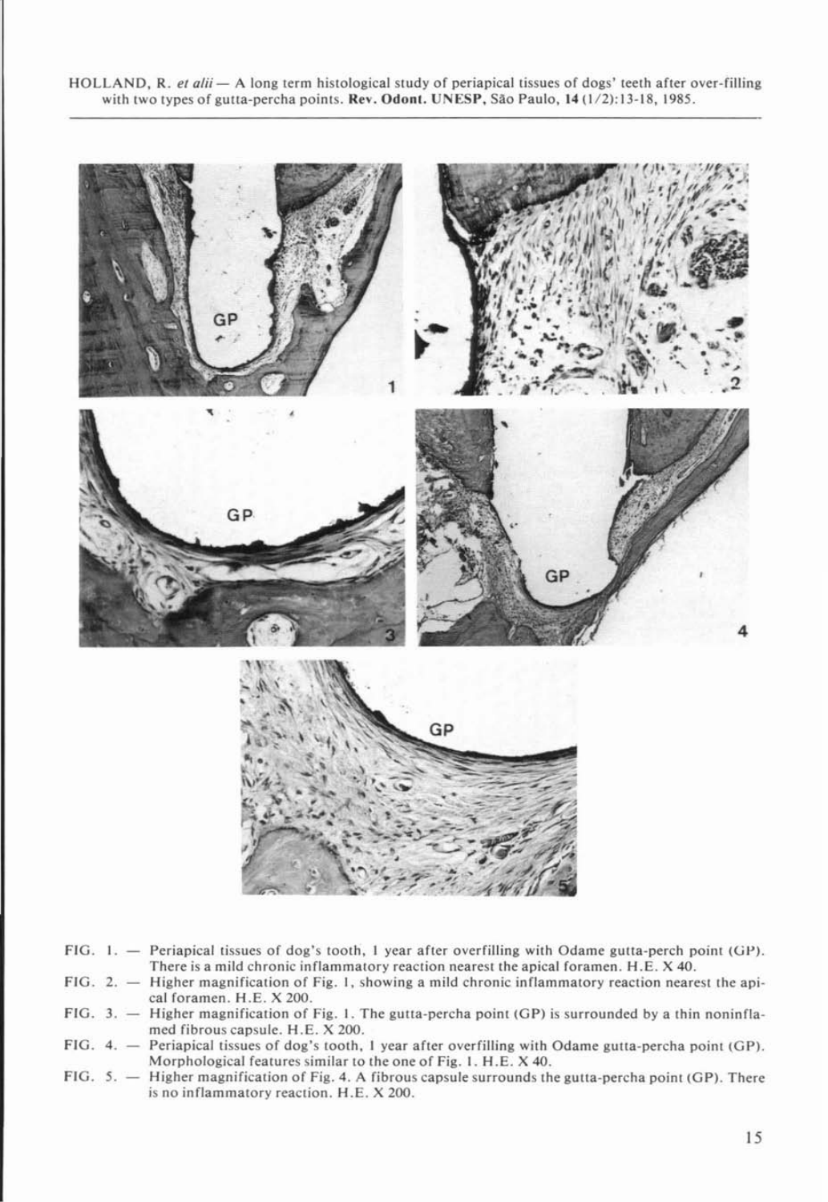FIG. 1. — Periapical tissues of dog's tooth, 1 year after overfilling with Odame gutta-perch point (GP). There is a mild chronic inflammatory reaction nearest the apical foramen. H.E. X 40.

FIG. 2. — Higher magnification of Fig. 1, showing a mild chronic inflammatory reaction nearest the apical foramen. H.E. X 200.

FIG. 3. — Higher magnification of Fig. 1. The gutta-percha point (GP) is surrounded by a thin noninflamed fibrous capsule. H.E. X 200.

FIG. 4. — Periapical tissues of dog's tooth, 1 year after overfilling with Odame gutta-percha point (GP). Morphological features similar to the one of Fig. 1. H.E. X 40.

FIG. 5. — Higher magnification of Fig. 4. A fibrous capsule surrounds the gutta-percha point (GP). There is no inflammatory reaction. H.E. X 200.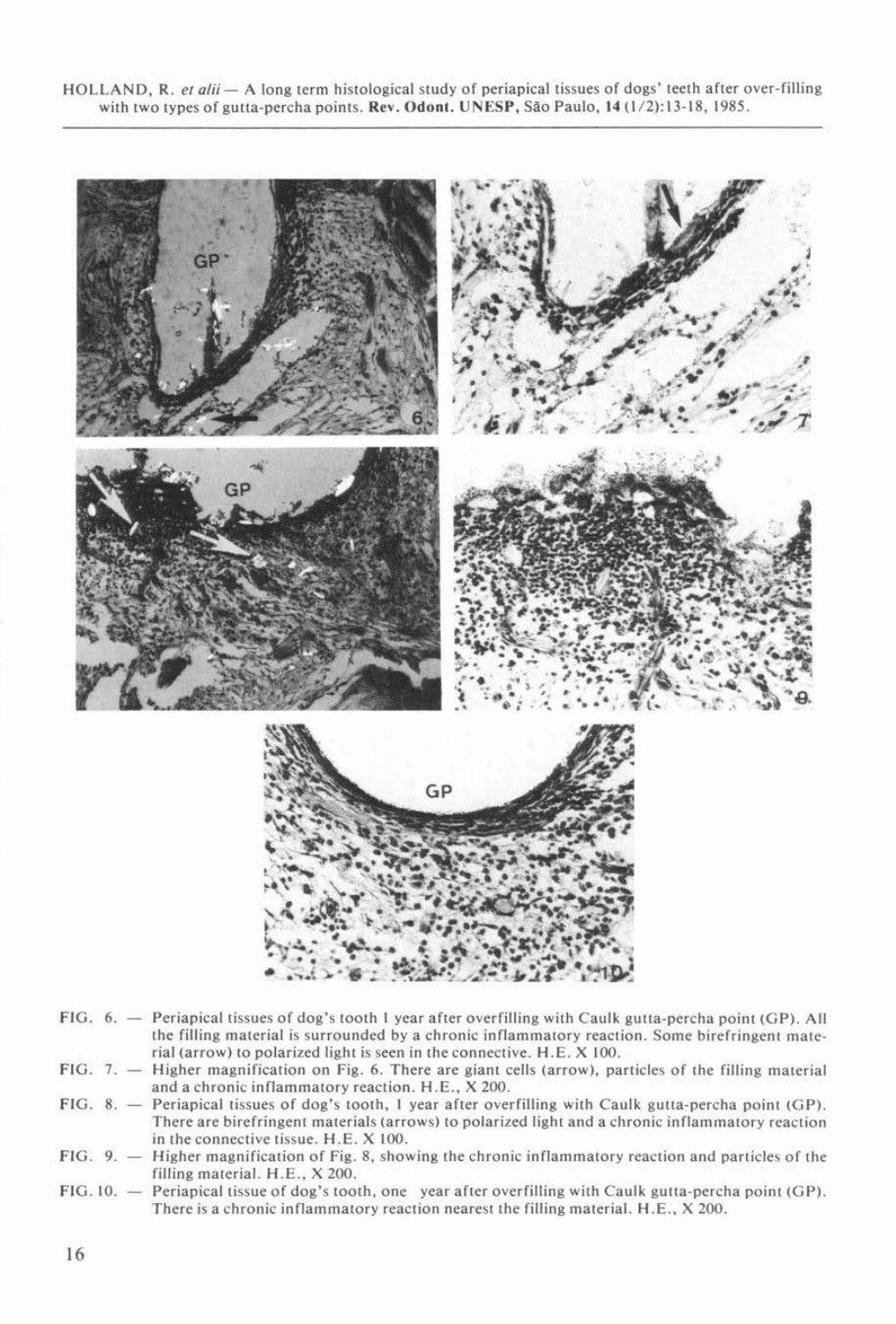FIG. 6. — Periapical tissues of dog's tooth 1 year after overfilling with Caulk gutta-percha point (GP). All the filling material is surrounded by a chronic inflammatory reaction. Some birefringent material (arrow) to polarized light is seen in the connective. H.E. X 100.

FIG. 7. — Higher magnification on Fig. 6. There are giant cells (arrow), particles of the filling material and a chronic inflammatory reaction. H.E., X 200.

FIG. 8. — Periapical tissues of dog's tooth, 1 year after overfilling with Caulk gutta-percha point (GP). There are birefringent materials (arrows) to polarized light and a chronic inflammatory reaction in the connective tissue. H.E. X 100.

FIG. 9. — Higher magnification of Fig. 8, showing the chronic inflammatory reaction and particles of the filling material. H.E., X 200.

FIG. 10. — Periapical tissue of dog's tooth, one year after overfilling with Caulk gutta-percha point (GP). There is a chronic inflammatory reaction nearest the filling material. H.E., X 200.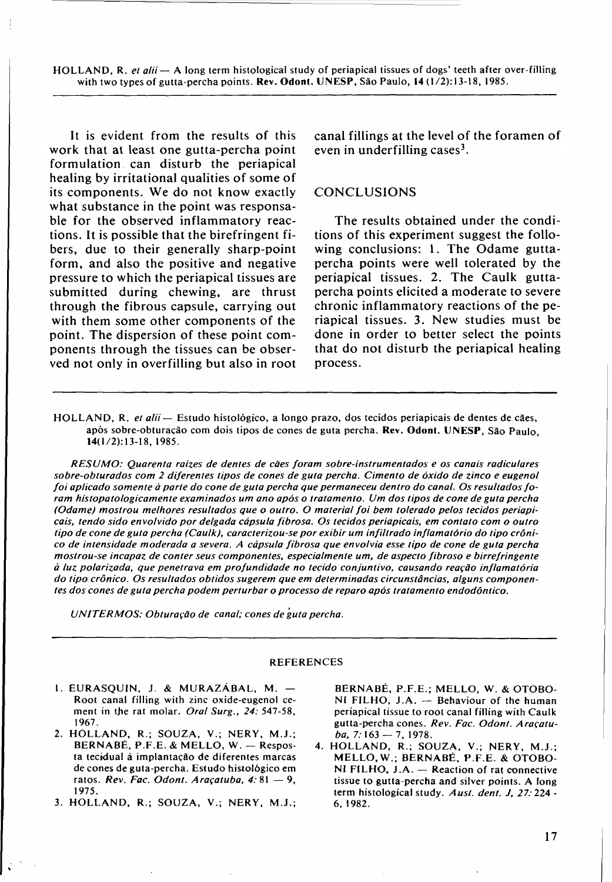It is evident from the results of this work that at least one gutta-percha point formulation can disturb the periapical healing by irritational qualities of some of its components. We do not know exactly what substance in the point was responsable for the observed inflammatory reactions. It is possible that the birefringent fibers, due to their generally sharp-point form, and also the positive and negative pressure to which the periapical tissues are submitted during chewing, are thrust through the fibrous capsule, carrying out with them some other components of the point. The dispersion of these point components through the tissues can be observed not only in overfilling but also in root canal fillings at the level of the foramen of even in underfilling cases[3].

## CONCLUSIONS

The results obtained under the conditions of this experiment suggest the following conclusions: 1. The Odame gutta-percha points were well tolerated by the periapical tissues. 2. The Caulk gutta-percha points elicited a moderate to severe chronic inflammatory reactions of the periapical tissues. 3. New studies must be done in order to better select the points that do not disturb the periapical healing process.

---

HOLLAND, R. *et alii* — Estudo histológico, a longo prazo, dos tecidos periapicais de dentes de cães, após sobre-obturação com dois tipos de cones de guta percha. **Rev. Odont. UNESP**, São Paulo, **14**(1/2):13-18, 1985.

*RESUMO: Quarenta raízes de dentes de cães foram sobre-instrumentados e os canais radiculares sobre-obturados com 2 diferentes tipos de cones de guta percha. Cimento de óxido de zinco e eugenol foi aplicado somente à parte do cone de guta percha que permaneceu dentro do canal. Os resultados foram histopatologicamente examinados um ano após o tratamento. Um dos tipos de cone de guta percha (Odame) mostrou melhores resultados que o outro. O material foi bem tolerado pelos tecidos periapicais, tendo sido envolvido por delgada cápsula fibrosa. Os tecidos periapicais, em contato com o outro tipo de cone de guta percha (Caulk), caracterizou-se por exibir um infiltrado inflamatório do tipo crônico de intensidade moderada a severa. A cápsula fibrosa que envolvia esse tipo de cone de guta percha mostrou-se incapaz de conter seus componentes, especialmente um, de aspecto fibroso e birrefringente à luz polarizada, que penetrava em profundidade no tecido conjuntivo, causando reação inflamatória do tipo crônico. Os resultados obtidos sugerem que em determinadas circunstâncias, alguns componentes dos cones de guta percha podem perturbar o processo de reparo após tratamento endodôntico.*

*UNITERMOS: Obturação de canal; cones de guta percha.*

---

## REFERENCES

1. EURASQUIN, J. & MURAZÁBAL, M. — Root canal filling with zinc oxide-eugenol cement in the rat molar. *Oral Surg., 24:* 547-58, 1967.
2. HOLLAND, R.; SOUZA, V.; NERY, M.J.; BERNABÉ, P.F.E. & MELLO, W. — Resposta tecidual à implantação de diferentes marcas de cones de guta-percha. Estudo histológico em ratos. *Rev. Fac. Odont. Araçatuba, 4:* 81 — 9, 1975.
3. HOLLAND, R.; SOUZA, V.; NERY, M.J.; BERNABÉ, P.F.E.; MELLO, W. & OTOBONI FILHO, J.A. — Behaviour of the human periapical tissue to root canal filling with Caulk gutta-percha cones. *Rev. Fac. Odont. Araçatuba, 7:* 163 — 7, 1978.
4. HOLLAND, R.; SOUZA, V.; NERY, M.J.; MELLO, W.; BERNABÉ, P.F.E. & OTOBONI FILHO, J.A. — Reaction of rat connective tissue to gutta-percha and silver points. A long term histological study. *Aust. dent. J, 27:* 224 - 6, 1982.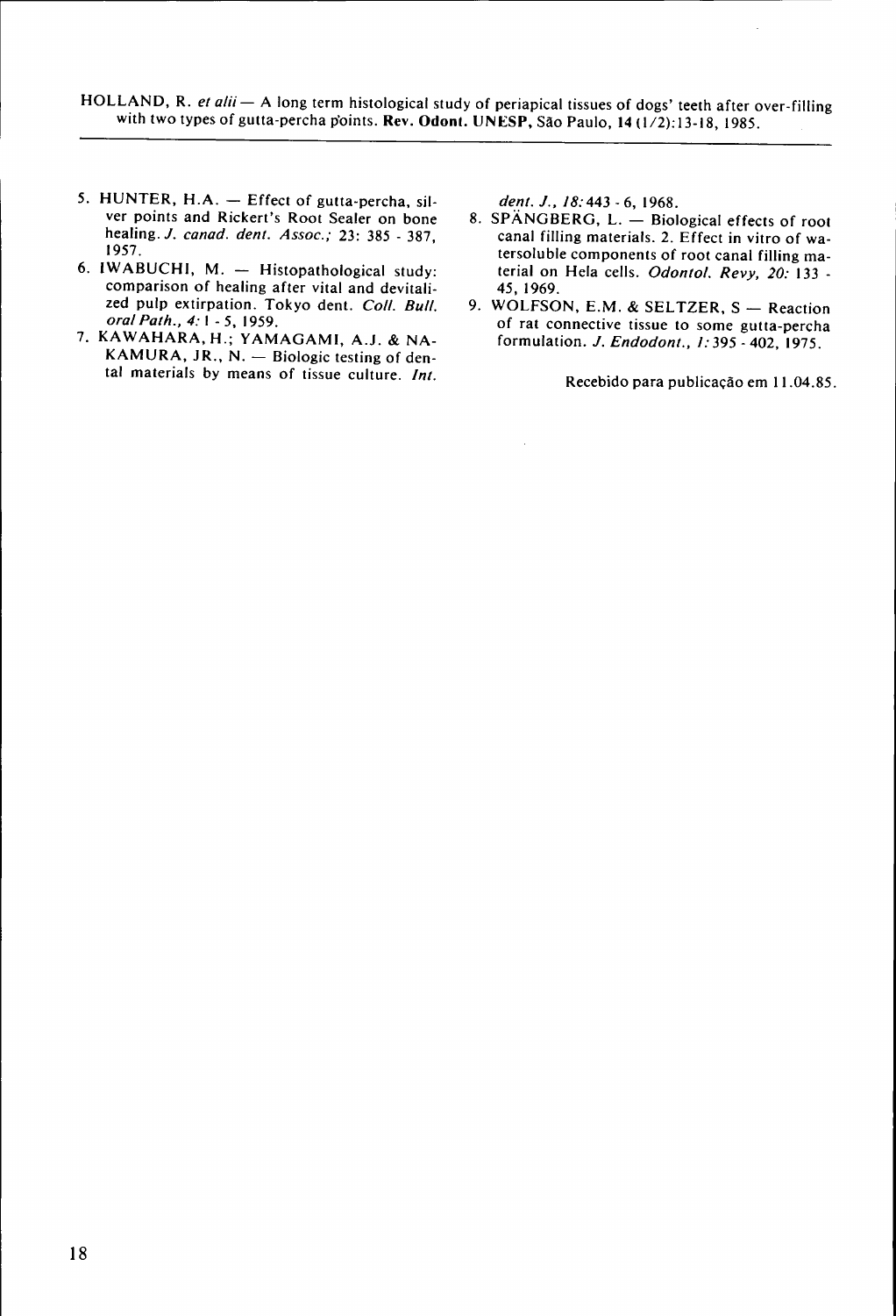5. HUNTER, H.A. — Effect of gutta-percha, silver points and Rickert's Root Sealer on bone healing. *J. canad. dent. Assoc.;* 23: 385 - 387, 1957.
6. IWABUCHI, M. — Histopathological study: comparison of healing after vital and devitalized pulp extirpation. Tokyo dent. *Coll. Bull. oral Path., 4:* 1 - 5, 1959.
7. KAWAHARA, H.; YAMAGAMI, A.J. & NAKAMURA, JR., N. — Biologic testing of dental materials by means of tissue culture. *Int. dent. J., 18:* 443 - 6, 1968.
8. SPÄNGBERG, L. — Biological effects of root canal filling materials. 2. Effect in vitro of watersoluble components of root canal filling material on Hela cells. *Odontol. Revy, 20:* 133 - 45, 1969.
9. WOLFSON, E.M. & SELTZER, S — Reaction of rat connective tissue to some gutta-percha formulation. *J. Endodont., 1:* 395 - 402, 1975.

Recebido para publicação em 11.04.85.